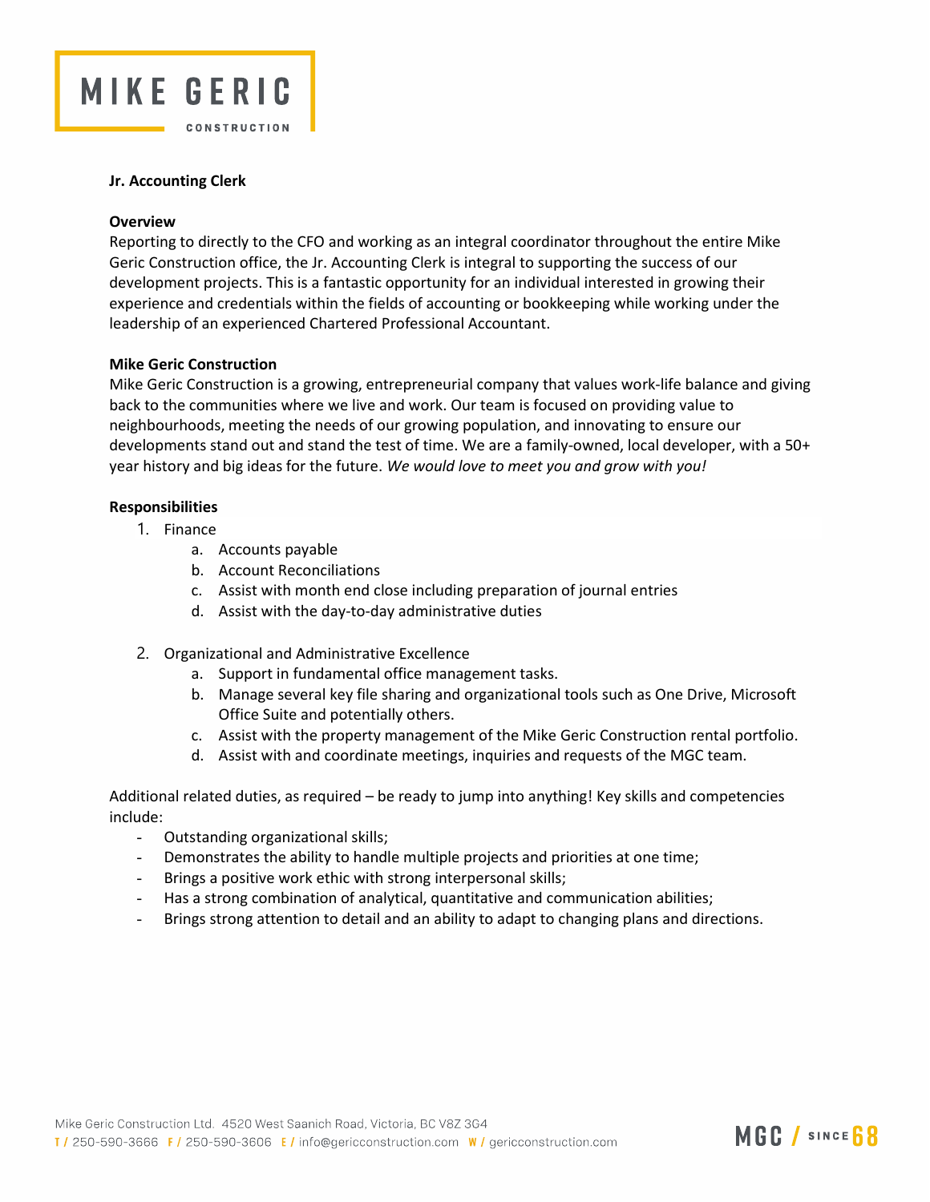MIKE GERIC

CONSTRUCTION

**Jr. Accounting Clerk**

**Overview**

Reporting to directly to the CFO and working as an integral coordinator throughout the entire Mike Geric Construction office, the Jr. Accounting Clerk is integral to supporting the success of our development projects. This is a fantastic opportunity for an individual interested in growing their experience and credentials within the fields of accounting or bookkeeping while working under the leadership of an experienced Chartered Professional Accountant.

**Mike Geric Construction**

Mike Geric Construction is a growing, entrepreneurial company that values work-life balance and giving back to the communities where we live and work. Our team is focused on providing value to neighbourhoods, meeting the needs of our growing population, and innovating to ensure our developments stand out and stand the test of time. We are a family-owned, local developer, with a 50+ year history and big ideas for the future. *We would love to meet you and grow with you!*

**Responsibilities**

1. Finance
    a. Accounts payable
    b. Account Reconciliations
    c. Assist with month end close including preparation of journal entries
    d. Assist with the day-to-day administrative duties

2. Organizational and Administrative Excellence
    a. Support in fundamental office management tasks.
    b. Manage several key file sharing and organizational tools such as One Drive, Microsoft Office Suite and potentially others.
    c. Assist with the property management of the Mike Geric Construction rental portfolio.
    d. Assist with and coordinate meetings, inquiries and requests of the MGC team.

Additional related duties, as required – be ready to jump into anything! Key skills and competencies include:

- Outstanding organizational skills;
- Demonstrates the ability to handle multiple projects and priorities at one time;
- Brings a positive work ethic with strong interpersonal skills;
- Has a strong combination of analytical, quantitative and communication abilities;
- Brings strong attention to detail and an ability to adapt to changing plans and directions.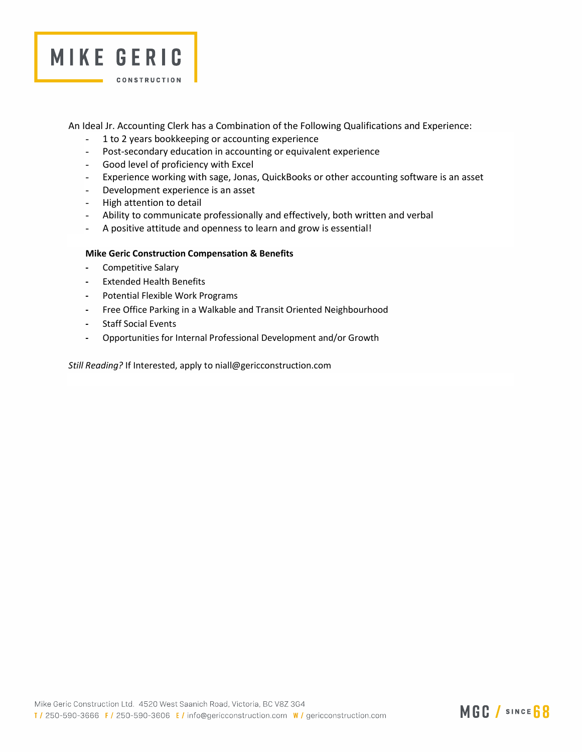An Ideal Jr. Accounting Clerk has a Combination of the Following Qualifications and Experience:

- 1 to 2 years bookkeeping or accounting experience
- Post-secondary education in accounting or equivalent experience
- Good level of proficiency with Excel
- Experience working with sage, Jonas, QuickBooks or other accounting software is an asset
- Development experience is an asset
- High attention to detail
- Ability to communicate professionally and effectively, both written and verbal
- A positive attitude and openness to learn and grow is essential!

**Mike Geric Construction Compensation & Benefits**

- Competitive Salary
- Extended Health Benefits
- Potential Flexible Work Programs
- Free Office Parking in a Walkable and Transit Oriented Neighbourhood
- Staff Social Events
- Opportunities for Internal Professional Development and/or Growth

*Still Reading?* If Interested, apply to niall@gericconstruction.com